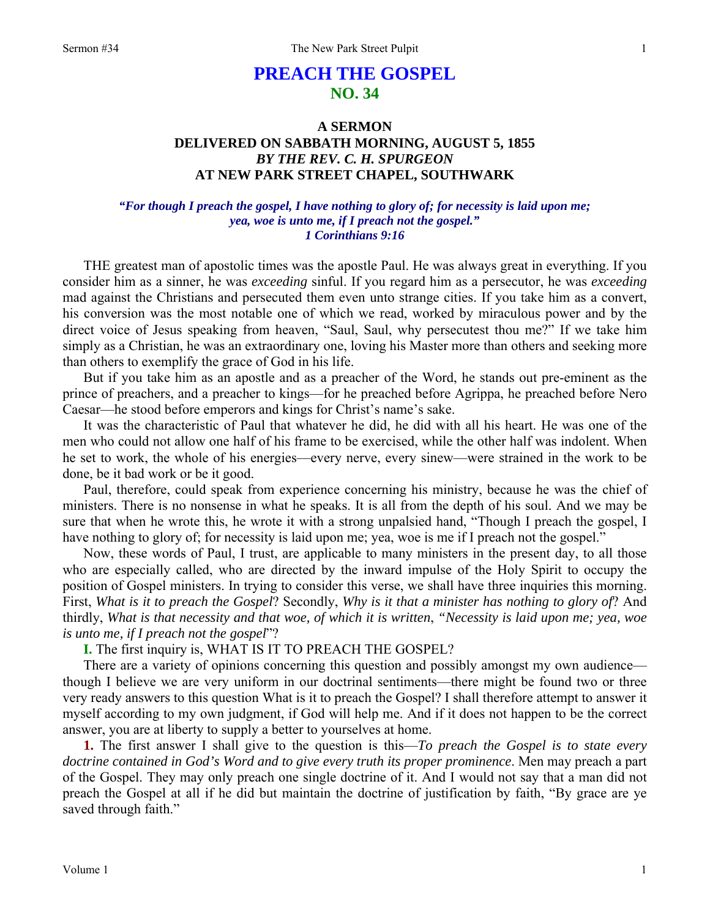# PREACH THE GOSPEL
## NO. 34

### A SERMON
### DELIVERED ON SABBATH MORNING, AUGUST 5, 1855
### *BY THE REV. C. H. SPURGEON*
### AT NEW PARK STREET CHAPEL, SOUTHWARK

***"For though I preach the gospel, I have nothing to glory of; for necessity is laid upon me; yea, woe is unto me, if I preach not the gospel." 1 Corinthians 9:16***

THE greatest man of apostolic times was the apostle Paul. He was always great in everything. If you consider him as a sinner, he was *exceeding* sinful. If you regard him as a persecutor, he was *exceeding* mad against the Christians and persecuted them even unto strange cities. If you take him as a convert, his conversion was the most notable one of which we read, worked by miraculous power and by the direct voice of Jesus speaking from heaven, "Saul, Saul, why persecutest thou me?" If we take him simply as a Christian, he was an extraordinary one, loving his Master more than others and seeking more than others to exemplify the grace of God in his life.

But if you take him as an apostle and as a preacher of the Word, he stands out pre-eminent as the prince of preachers, and a preacher to kings—for he preached before Agrippa, he preached before Nero Caesar—he stood before emperors and kings for Christ's name's sake.

It was the characteristic of Paul that whatever he did, he did with all his heart. He was one of the men who could not allow one half of his frame to be exercised, while the other half was indolent. When he set to work, the whole of his energies—every nerve, every sinew—were strained in the work to be done, be it bad work or be it good.

Paul, therefore, could speak from experience concerning his ministry, because he was the chief of ministers. There is no nonsense in what he speaks. It is all from the depth of his soul. And we may be sure that when he wrote this, he wrote it with a strong unpalsied hand, "Though I preach the gospel, I have nothing to glory of; for necessity is laid upon me; yea, woe is me if I preach not the gospel."

Now, these words of Paul, I trust, are applicable to many ministers in the present day, to all those who are especially called, who are directed by the inward impulse of the Holy Spirit to occupy the position of Gospel ministers. In trying to consider this verse, we shall have three inquiries this morning. First, *What is it to preach the Gospel*? Secondly, *Why is it that a minister has nothing to glory of*? And thirdly, *What is that necessity and that woe, of which it is written*, *"Necessity is laid upon me; yea, woe is unto me, if I preach not the gospel*"?

**I.** The first inquiry is, WHAT IS IT TO PREACH THE GOSPEL?

There are a variety of opinions concerning this question and possibly amongst my own audience—though I believe we are very uniform in our doctrinal sentiments—there might be found two or three very ready answers to this question What is it to preach the Gospel? I shall therefore attempt to answer it myself according to my own judgment, if God will help me. And if it does not happen to be the correct answer, you are at liberty to supply a better to yourselves at home.

**1.** The first answer I shall give to the question is this—*To preach the Gospel is to state every doctrine contained in God's Word and to give every truth its proper prominence*. Men may preach a part of the Gospel. They may only preach one single doctrine of it. And I would not say that a man did not preach the Gospel at all if he did but maintain the doctrine of justification by faith, "By grace are ye saved through faith."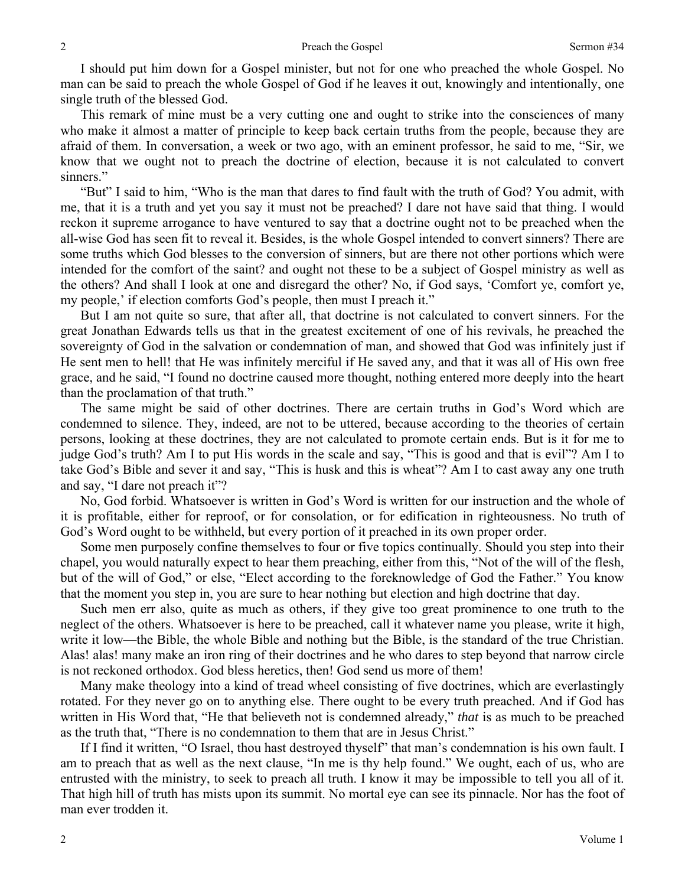I should put him down for a Gospel minister, but not for one who preached the whole Gospel. No man can be said to preach the whole Gospel of God if he leaves it out, knowingly and intentionally, one single truth of the blessed God.

This remark of mine must be a very cutting one and ought to strike into the consciences of many who make it almost a matter of principle to keep back certain truths from the people, because they are afraid of them. In conversation, a week or two ago, with an eminent professor, he said to me, "Sir, we know that we ought not to preach the doctrine of election, because it is not calculated to convert sinners."

"But" I said to him, "Who is the man that dares to find fault with the truth of God? You admit, with me, that it is a truth and yet you say it must not be preached? I dare not have said that thing. I would reckon it supreme arrogance to have ventured to say that a doctrine ought not to be preached when the all-wise God has seen fit to reveal it. Besides, is the whole Gospel intended to convert sinners? There are some truths which God blesses to the conversion of sinners, but are there not other portions which were intended for the comfort of the saint? and ought not these to be a subject of Gospel ministry as well as the others? And shall I look at one and disregard the other? No, if God says, 'Comfort ye, comfort ye, my people,' if election comforts God's people, then must I preach it."

But I am not quite so sure, that after all, that doctrine is not calculated to convert sinners. For the great Jonathan Edwards tells us that in the greatest excitement of one of his revivals, he preached the sovereignty of God in the salvation or condemnation of man, and showed that God was infinitely just if He sent men to hell! that He was infinitely merciful if He saved any, and that it was all of His own free grace, and he said, "I found no doctrine caused more thought, nothing entered more deeply into the heart than the proclamation of that truth."

The same might be said of other doctrines. There are certain truths in God's Word which are condemned to silence. They, indeed, are not to be uttered, because according to the theories of certain persons, looking at these doctrines, they are not calculated to promote certain ends. But is it for me to judge God's truth? Am I to put His words in the scale and say, "This is good and that is evil"? Am I to take God's Bible and sever it and say, "This is husk and this is wheat"? Am I to cast away any one truth and say, "I dare not preach it"?

No, God forbid. Whatsoever is written in God's Word is written for our instruction and the whole of it is profitable, either for reproof, or for consolation, or for edification in righteousness. No truth of God's Word ought to be withheld, but every portion of it preached in its own proper order.

Some men purposely confine themselves to four or five topics continually. Should you step into their chapel, you would naturally expect to hear them preaching, either from this, "Not of the will of the flesh, but of the will of God," or else, "Elect according to the foreknowledge of God the Father." You know that the moment you step in, you are sure to hear nothing but election and high doctrine that day.

Such men err also, quite as much as others, if they give too great prominence to one truth to the neglect of the others. Whatsoever is here to be preached, call it whatever name you please, write it high, write it low—the Bible, the whole Bible and nothing but the Bible, is the standard of the true Christian. Alas! alas! many make an iron ring of their doctrines and he who dares to step beyond that narrow circle is not reckoned orthodox. God bless heretics, then! God send us more of them!

Many make theology into a kind of tread wheel consisting of five doctrines, which are everlastingly rotated. For they never go on to anything else. There ought to be every truth preached. And if God has written in His Word that, "He that believeth not is condemned already," *that* is as much to be preached as the truth that, "There is no condemnation to them that are in Jesus Christ."

If I find it written, "O Israel, thou hast destroyed thyself" that man's condemnation is his own fault. I am to preach that as well as the next clause, "In me is thy help found." We ought, each of us, who are entrusted with the ministry, to seek to preach all truth. I know it may be impossible to tell you all of it. That high hill of truth has mists upon its summit. No mortal eye can see its pinnacle. Nor has the foot of man ever trodden it.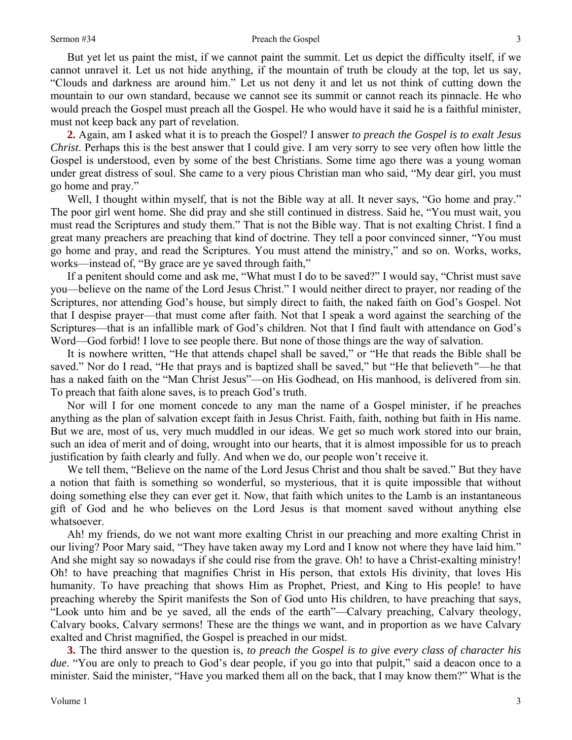But yet let us paint the mist, if we cannot paint the summit. Let us depict the difficulty itself, if we cannot unravel it. Let us not hide anything, if the mountain of truth be cloudy at the top, let us say, "Clouds and darkness are around him." Let us not deny it and let us not think of cutting down the mountain to our own standard, because we cannot see its summit or cannot reach its pinnacle. He who would preach the Gospel must preach all the Gospel. He who would have it said he is a faithful minister, must not keep back any part of revelation.

**2.** Again, am I asked what it is to preach the Gospel? I answer *to preach the Gospel is to exalt Jesus Christ*. Perhaps this is the best answer that I could give. I am very sorry to see very often how little the Gospel is understood, even by some of the best Christians. Some time ago there was a young woman under great distress of soul. She came to a very pious Christian man who said, "My dear girl, you must go home and pray."

Well, I thought within myself, that is not the Bible way at all. It never says, "Go home and pray." The poor girl went home. She did pray and she still continued in distress. Said he, "You must wait, you must read the Scriptures and study them." That is not the Bible way. That is not exalting Christ. I find a great many preachers are preaching that kind of doctrine. They tell a poor convinced sinner, "You must go home and pray, and read the Scriptures. You must attend the ministry," and so on. Works, works, works—instead of, "By grace are ye saved through faith,"

If a penitent should come and ask me, "What must I do to be saved?" I would say, "Christ must save you—believe on the name of the Lord Jesus Christ." I would neither direct to prayer, nor reading of the Scriptures, nor attending God's house, but simply direct to faith, the naked faith on God's Gospel. Not that I despise prayer—that must come after faith. Not that I speak a word against the searching of the Scriptures—that is an infallible mark of God's children. Not that I find fault with attendance on God's Word—God forbid! I love to see people there. But none of those things are the way of salvation.

It is nowhere written, "He that attends chapel shall be saved," or "He that reads the Bible shall be saved." Nor do I read, "He that prays and is baptized shall be saved," but "He that believeth"—he that has a naked faith on the "Man Christ Jesus"—on His Godhead, on His manhood, is delivered from sin. To preach that faith alone saves, is to preach God's truth.

Nor will I for one moment concede to any man the name of a Gospel minister, if he preaches anything as the plan of salvation except faith in Jesus Christ. Faith, faith, nothing but faith in His name. But we are, most of us, very much muddled in our ideas. We get so much work stored into our brain, such an idea of merit and of doing, wrought into our hearts, that it is almost impossible for us to preach justification by faith clearly and fully. And when we do, our people won't receive it.

We tell them, "Believe on the name of the Lord Jesus Christ and thou shalt be saved." But they have a notion that faith is something so wonderful, so mysterious, that it is quite impossible that without doing something else they can ever get it. Now, that faith which unites to the Lamb is an instantaneous gift of God and he who believes on the Lord Jesus is that moment saved without anything else whatsoever.

Ah! my friends, do we not want more exalting Christ in our preaching and more exalting Christ in our living? Poor Mary said, "They have taken away my Lord and I know not where they have laid him." And she might say so nowadays if she could rise from the grave. Oh! to have a Christ-exalting ministry! Oh! to have preaching that magnifies Christ in His person, that extols His divinity, that loves His humanity. To have preaching that shows Him as Prophet, Priest, and King to His people! to have preaching whereby the Spirit manifests the Son of God unto His children, to have preaching that says, "Look unto him and be ye saved, all the ends of the earth"—Calvary preaching, Calvary theology, Calvary books, Calvary sermons! These are the things we want, and in proportion as we have Calvary exalted and Christ magnified, the Gospel is preached in our midst.

**3.** The third answer to the question is, *to preach the Gospel is to give every class of character his due*. "You are only to preach to God's dear people, if you go into that pulpit," said a deacon once to a minister. Said the minister, "Have you marked them all on the back, that I may know them?" What is the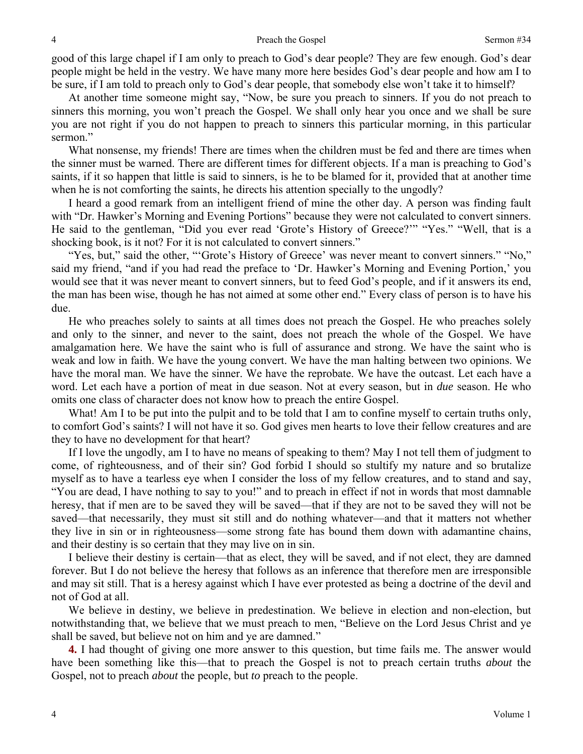good of this large chapel if I am only to preach to God's dear people? They are few enough. God's dear people might be held in the vestry. We have many more here besides God's dear people and how am I to be sure, if I am told to preach only to God's dear people, that somebody else won't take it to himself?

At another time someone might say, "Now, be sure you preach to sinners. If you do not preach to sinners this morning, you won't preach the Gospel. We shall only hear you once and we shall be sure you are not right if you do not happen to preach to sinners this particular morning, in this particular sermon."

What nonsense, my friends! There are times when the children must be fed and there are times when the sinner must be warned. There are different times for different objects. If a man is preaching to God's saints, if it so happen that little is said to sinners, is he to be blamed for it, provided that at another time when he is not comforting the saints, he directs his attention specially to the ungodly?

I heard a good remark from an intelligent friend of mine the other day. A person was finding fault with "Dr. Hawker's Morning and Evening Portions" because they were not calculated to convert sinners. He said to the gentleman, "Did you ever read 'Grote's History of Greece?'" "Yes." "Well, that is a shocking book, is it not? For it is not calculated to convert sinners."

"Yes, but," said the other, "'Grote's History of Greece' was never meant to convert sinners." "No," said my friend, "and if you had read the preface to 'Dr. Hawker's Morning and Evening Portion,' you would see that it was never meant to convert sinners, but to feed God's people, and if it answers its end, the man has been wise, though he has not aimed at some other end." Every class of person is to have his due.

He who preaches solely to saints at all times does not preach the Gospel. He who preaches solely and only to the sinner, and never to the saint, does not preach the whole of the Gospel. We have amalgamation here. We have the saint who is full of assurance and strong. We have the saint who is weak and low in faith. We have the young convert. We have the man halting between two opinions. We have the moral man. We have the sinner. We have the reprobate. We have the outcast. Let each have a word. Let each have a portion of meat in due season. Not at every season, but in *due* season. He who omits one class of character does not know how to preach the entire Gospel.

What! Am I to be put into the pulpit and to be told that I am to confine myself to certain truths only, to comfort God's saints? I will not have it so. God gives men hearts to love their fellow creatures and are they to have no development for that heart?

If I love the ungodly, am I to have no means of speaking to them? May I not tell them of judgment to come, of righteousness, and of their sin? God forbid I should so stultify my nature and so brutalize myself as to have a tearless eye when I consider the loss of my fellow creatures, and to stand and say, "You are dead, I have nothing to say to you!" and to preach in effect if not in words that most damnable heresy, that if men are to be saved they will be saved—that if they are not to be saved they will not be saved—that necessarily, they must sit still and do nothing whatever—and that it matters not whether they live in sin or in righteousness—some strong fate has bound them down with adamantine chains, and their destiny is so certain that they may live on in sin.

I believe their destiny is certain—that as elect, they will be saved, and if not elect, they are damned forever. But I do not believe the heresy that follows as an inference that therefore men are irresponsible and may sit still. That is a heresy against which I have ever protested as being a doctrine of the devil and not of God at all.

We believe in destiny, we believe in predestination. We believe in election and non-election, but notwithstanding that, we believe that we must preach to men, "Believe on the Lord Jesus Christ and ye shall be saved, but believe not on him and ye are damned."

**4.** I had thought of giving one more answer to this question, but time fails me. The answer would have been something like this—that to preach the Gospel is not to preach certain truths *about* the Gospel, not to preach *about* the people, but *to* preach to the people.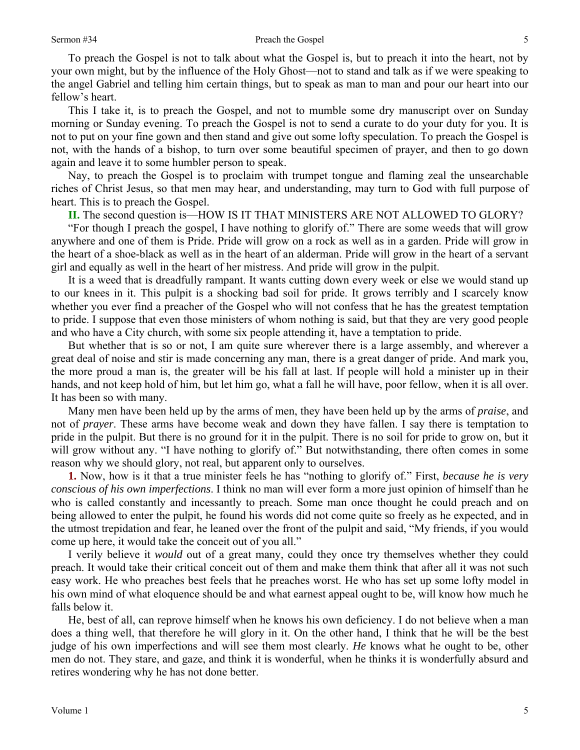To preach the Gospel is not to talk about what the Gospel is, but to preach it into the heart, not by your own might, but by the influence of the Holy Ghost—not to stand and talk as if we were speaking to the angel Gabriel and telling him certain things, but to speak as man to man and pour our heart into our fellow's heart.

This I take it, is to preach the Gospel, and not to mumble some dry manuscript over on Sunday morning or Sunday evening. To preach the Gospel is not to send a curate to do your duty for you. It is not to put on your fine gown and then stand and give out some lofty speculation. To preach the Gospel is not, with the hands of a bishop, to turn over some beautiful specimen of prayer, and then to go down again and leave it to some humbler person to speak.

Nay, to preach the Gospel is to proclaim with trumpet tongue and flaming zeal the unsearchable riches of Christ Jesus, so that men may hear, and understanding, may turn to God with full purpose of heart. This is to preach the Gospel.

**II.** The second question is—HOW IS IT THAT MINISTERS ARE NOT ALLOWED TO GLORY?

"For though I preach the gospel, I have nothing to glorify of." There are some weeds that will grow anywhere and one of them is Pride. Pride will grow on a rock as well as in a garden. Pride will grow in the heart of a shoe-black as well as in the heart of an alderman. Pride will grow in the heart of a servant girl and equally as well in the heart of her mistress. And pride will grow in the pulpit.

It is a weed that is dreadfully rampant. It wants cutting down every week or else we would stand up to our knees in it. This pulpit is a shocking bad soil for pride. It grows terribly and I scarcely know whether you ever find a preacher of the Gospel who will not confess that he has the greatest temptation to pride. I suppose that even those ministers of whom nothing is said, but that they are very good people and who have a City church, with some six people attending it, have a temptation to pride.

But whether that is so or not, I am quite sure wherever there is a large assembly, and wherever a great deal of noise and stir is made concerning any man, there is a great danger of pride. And mark you, the more proud a man is, the greater will be his fall at last. If people will hold a minister up in their hands, and not keep hold of him, but let him go, what a fall he will have, poor fellow, when it is all over. It has been so with many.

Many men have been held up by the arms of men, they have been held up by the arms of *praise*, and not of *prayer*. These arms have become weak and down they have fallen. I say there is temptation to pride in the pulpit. But there is no ground for it in the pulpit. There is no soil for pride to grow on, but it will grow without any. "I have nothing to glorify of." But notwithstanding, there often comes in some reason why we should glory, not real, but apparent only to ourselves.

**1.** Now, how is it that a true minister feels he has "nothing to glorify of." First, *because he is very conscious of his own imperfections*. I think no man will ever form a more just opinion of himself than he who is called constantly and incessantly to preach. Some man once thought he could preach and on being allowed to enter the pulpit, he found his words did not come quite so freely as he expected, and in the utmost trepidation and fear, he leaned over the front of the pulpit and said, "My friends, if you would come up here, it would take the conceit out of you all."

I verily believe it *would* out of a great many, could they once try themselves whether they could preach. It would take their critical conceit out of them and make them think that after all it was not such easy work. He who preaches best feels that he preaches worst. He who has set up some lofty model in his own mind of what eloquence should be and what earnest appeal ought to be, will know how much he falls below it.

He, best of all, can reprove himself when he knows his own deficiency. I do not believe when a man does a thing well, that therefore he will glory in it. On the other hand, I think that he will be the best judge of his own imperfections and will see them most clearly. *He* knows what he ought to be, other men do not. They stare, and gaze, and think it is wonderful, when he thinks it is wonderfully absurd and retires wondering why he has not done better.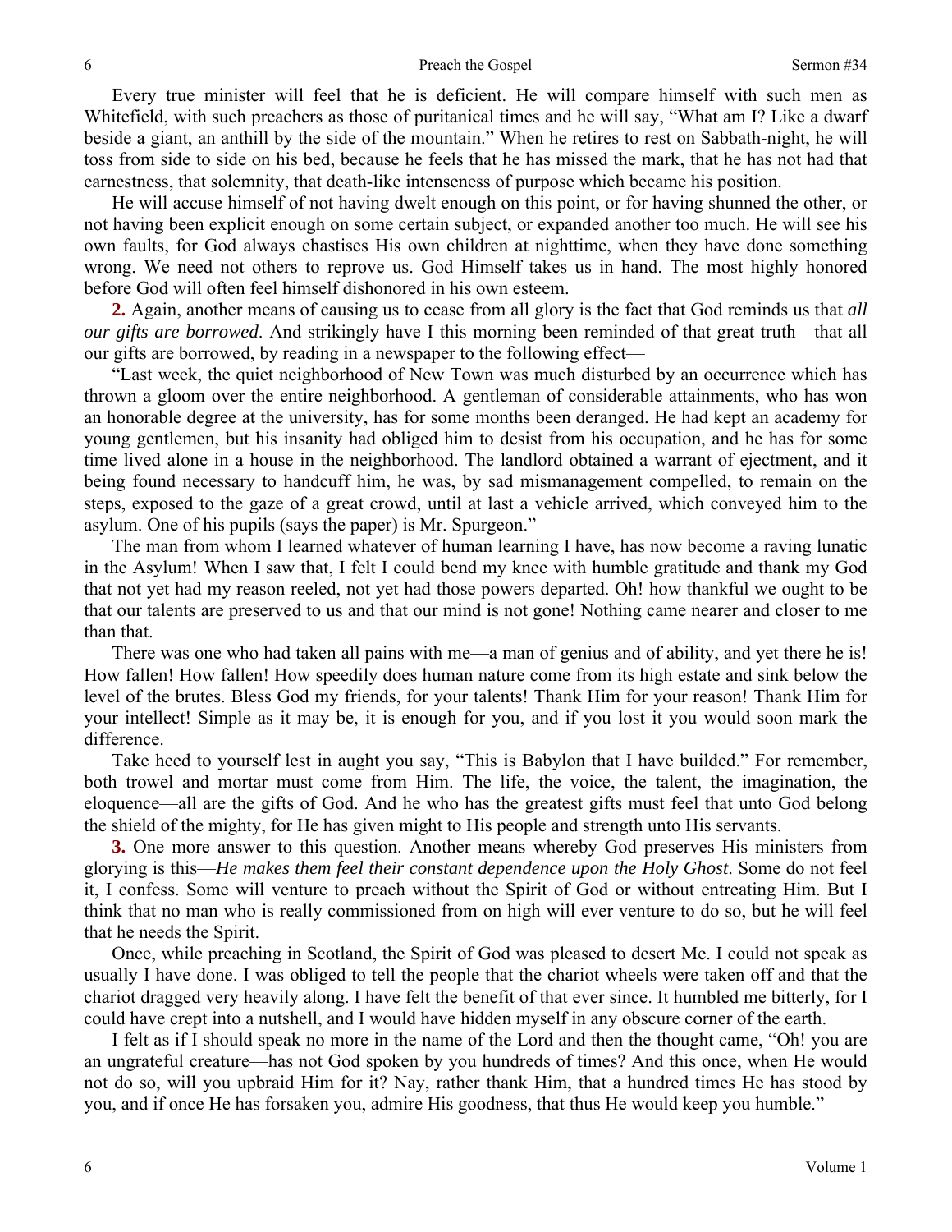Every true minister will feel that he is deficient. He will compare himself with such men as Whitefield, with such preachers as those of puritanical times and he will say, "What am I? Like a dwarf beside a giant, an anthill by the side of the mountain." When he retires to rest on Sabbath-night, he will toss from side to side on his bed, because he feels that he has missed the mark, that he has not had that earnestness, that solemnity, that death-like intenseness of purpose which became his position.

He will accuse himself of not having dwelt enough on this point, or for having shunned the other, or not having been explicit enough on some certain subject, or expanded another too much. He will see his own faults, for God always chastises His own children at nighttime, when they have done something wrong. We need not others to reprove us. God Himself takes us in hand. The most highly honored before God will often feel himself dishonored in his own esteem.

**2.** Again, another means of causing us to cease from all glory is the fact that God reminds us that *all our gifts are borrowed*. And strikingly have I this morning been reminded of that great truth—that all our gifts are borrowed, by reading in a newspaper to the following effect—

"Last week, the quiet neighborhood of New Town was much disturbed by an occurrence which has thrown a gloom over the entire neighborhood. A gentleman of considerable attainments, who has won an honorable degree at the university, has for some months been deranged. He had kept an academy for young gentlemen, but his insanity had obliged him to desist from his occupation, and he has for some time lived alone in a house in the neighborhood. The landlord obtained a warrant of ejectment, and it being found necessary to handcuff him, he was, by sad mismanagement compelled, to remain on the steps, exposed to the gaze of a great crowd, until at last a vehicle arrived, which conveyed him to the asylum. One of his pupils (says the paper) is Mr. Spurgeon."

The man from whom I learned whatever of human learning I have, has now become a raving lunatic in the Asylum! When I saw that, I felt I could bend my knee with humble gratitude and thank my God that not yet had my reason reeled, not yet had those powers departed. Oh! how thankful we ought to be that our talents are preserved to us and that our mind is not gone! Nothing came nearer and closer to me than that.

There was one who had taken all pains with me—a man of genius and of ability, and yet there he is! How fallen! How fallen! How speedily does human nature come from its high estate and sink below the level of the brutes. Bless God my friends, for your talents! Thank Him for your reason! Thank Him for your intellect! Simple as it may be, it is enough for you, and if you lost it you would soon mark the difference.

Take heed to yourself lest in aught you say, "This is Babylon that I have builded." For remember, both trowel and mortar must come from Him. The life, the voice, the talent, the imagination, the eloquence—all are the gifts of God. And he who has the greatest gifts must feel that unto God belong the shield of the mighty, for He has given might to His people and strength unto His servants.

**3.** One more answer to this question. Another means whereby God preserves His ministers from glorying is this—*He makes them feel their constant dependence upon the Holy Ghost*. Some do not feel it, I confess. Some will venture to preach without the Spirit of God or without entreating Him. But I think that no man who is really commissioned from on high will ever venture to do so, but he will feel that he needs the Spirit.

Once, while preaching in Scotland, the Spirit of God was pleased to desert Me. I could not speak as usually I have done. I was obliged to tell the people that the chariot wheels were taken off and that the chariot dragged very heavily along. I have felt the benefit of that ever since. It humbled me bitterly, for I could have crept into a nutshell, and I would have hidden myself in any obscure corner of the earth.

I felt as if I should speak no more in the name of the Lord and then the thought came, "Oh! you are an ungrateful creature—has not God spoken by you hundreds of times? And this once, when He would not do so, will you upbraid Him for it? Nay, rather thank Him, that a hundred times He has stood by you, and if once He has forsaken you, admire His goodness, that thus He would keep you humble."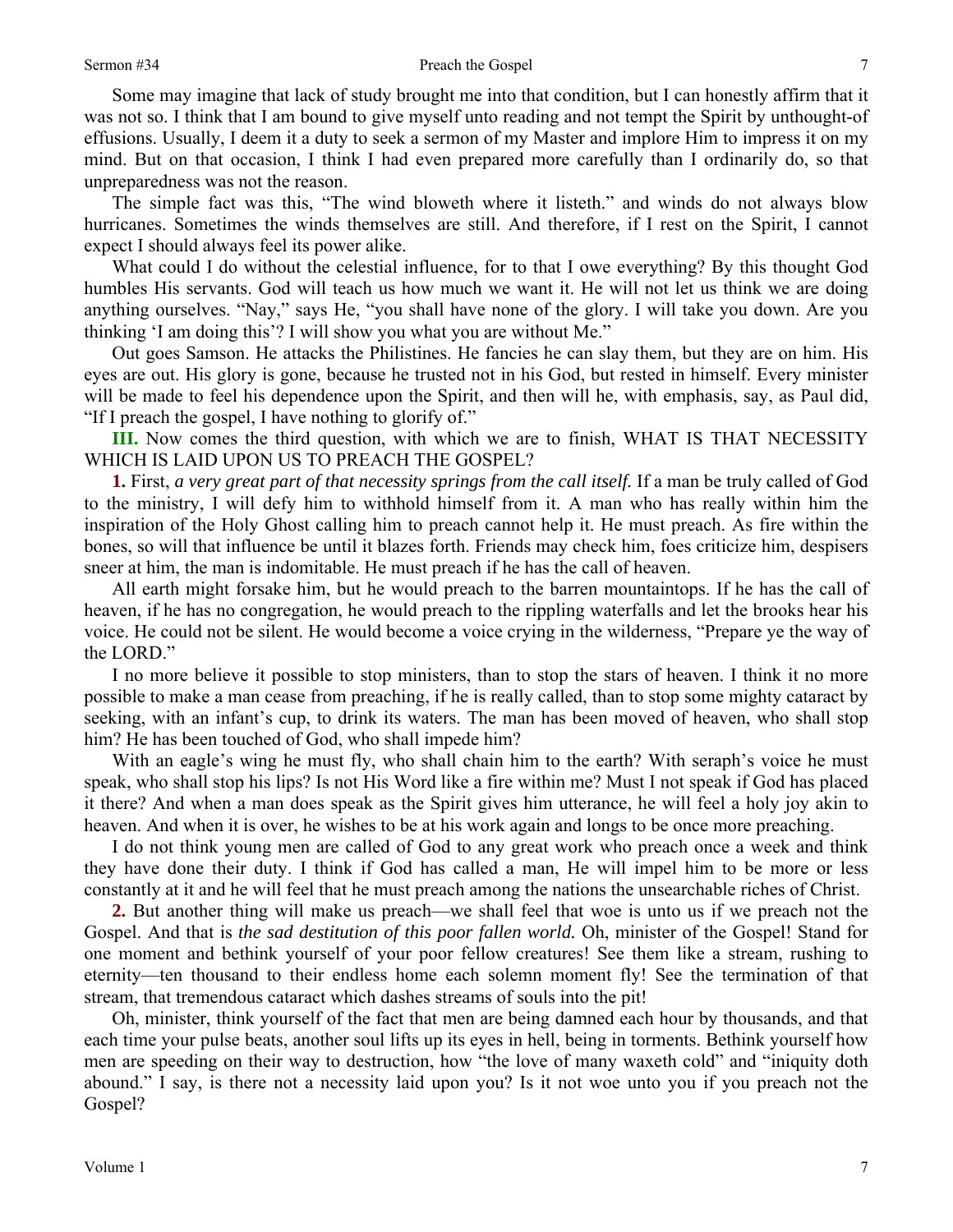Some may imagine that lack of study brought me into that condition, but I can honestly affirm that it was not so. I think that I am bound to give myself unto reading and not tempt the Spirit by unthought-of effusions. Usually, I deem it a duty to seek a sermon of my Master and implore Him to impress it on my mind. But on that occasion, I think I had even prepared more carefully than I ordinarily do, so that unpreparedness was not the reason.

The simple fact was this, "The wind bloweth where it listeth." and winds do not always blow hurricanes. Sometimes the winds themselves are still. And therefore, if I rest on the Spirit, I cannot expect I should always feel its power alike.

What could I do without the celestial influence, for to that I owe everything? By this thought God humbles His servants. God will teach us how much we want it. He will not let us think we are doing anything ourselves. "Nay," says He, "you shall have none of the glory. I will take you down. Are you thinking 'I am doing this'? I will show you what you are without Me."

Out goes Samson. He attacks the Philistines. He fancies he can slay them, but they are on him. His eyes are out. His glory is gone, because he trusted not in his God, but rested in himself. Every minister will be made to feel his dependence upon the Spirit, and then will he, with emphasis, say, as Paul did, "If I preach the gospel, I have nothing to glorify of."

**III.** Now comes the third question, with which we are to finish, WHAT IS THAT NECESSITY WHICH IS LAID UPON US TO PREACH THE GOSPEL?

**1.** First, *a very great part of that necessity springs from the call itself.* If a man be truly called of God to the ministry, I will defy him to withhold himself from it. A man who has really within him the inspiration of the Holy Ghost calling him to preach cannot help it. He must preach. As fire within the bones, so will that influence be until it blazes forth. Friends may check him, foes criticize him, despisers sneer at him, the man is indomitable. He must preach if he has the call of heaven.

All earth might forsake him, but he would preach to the barren mountaintops. If he has the call of heaven, if he has no congregation, he would preach to the rippling waterfalls and let the brooks hear his voice. He could not be silent. He would become a voice crying in the wilderness, "Prepare ye the way of the LORD."

I no more believe it possible to stop ministers, than to stop the stars of heaven. I think it no more possible to make a man cease from preaching, if he is really called, than to stop some mighty cataract by seeking, with an infant's cup, to drink its waters. The man has been moved of heaven, who shall stop him? He has been touched of God, who shall impede him?

With an eagle's wing he must fly, who shall chain him to the earth? With seraph's voice he must speak, who shall stop his lips? Is not His Word like a fire within me? Must I not speak if God has placed it there? And when a man does speak as the Spirit gives him utterance, he will feel a holy joy akin to heaven. And when it is over, he wishes to be at his work again and longs to be once more preaching.

I do not think young men are called of God to any great work who preach once a week and think they have done their duty. I think if God has called a man, He will impel him to be more or less constantly at it and he will feel that he must preach among the nations the unsearchable riches of Christ.

**2.** But another thing will make us preach—we shall feel that woe is unto us if we preach not the Gospel. And that is *the sad destitution of this poor fallen world.* Oh, minister of the Gospel! Stand for one moment and bethink yourself of your poor fellow creatures! See them like a stream, rushing to eternity—ten thousand to their endless home each solemn moment fly! See the termination of that stream, that tremendous cataract which dashes streams of souls into the pit!

Oh, minister, think yourself of the fact that men are being damned each hour by thousands, and that each time your pulse beats, another soul lifts up its eyes in hell, being in torments. Bethink yourself how men are speeding on their way to destruction, how "the love of many waxeth cold" and "iniquity doth abound." I say, is there not a necessity laid upon you? Is it not woe unto you if you preach not the Gospel?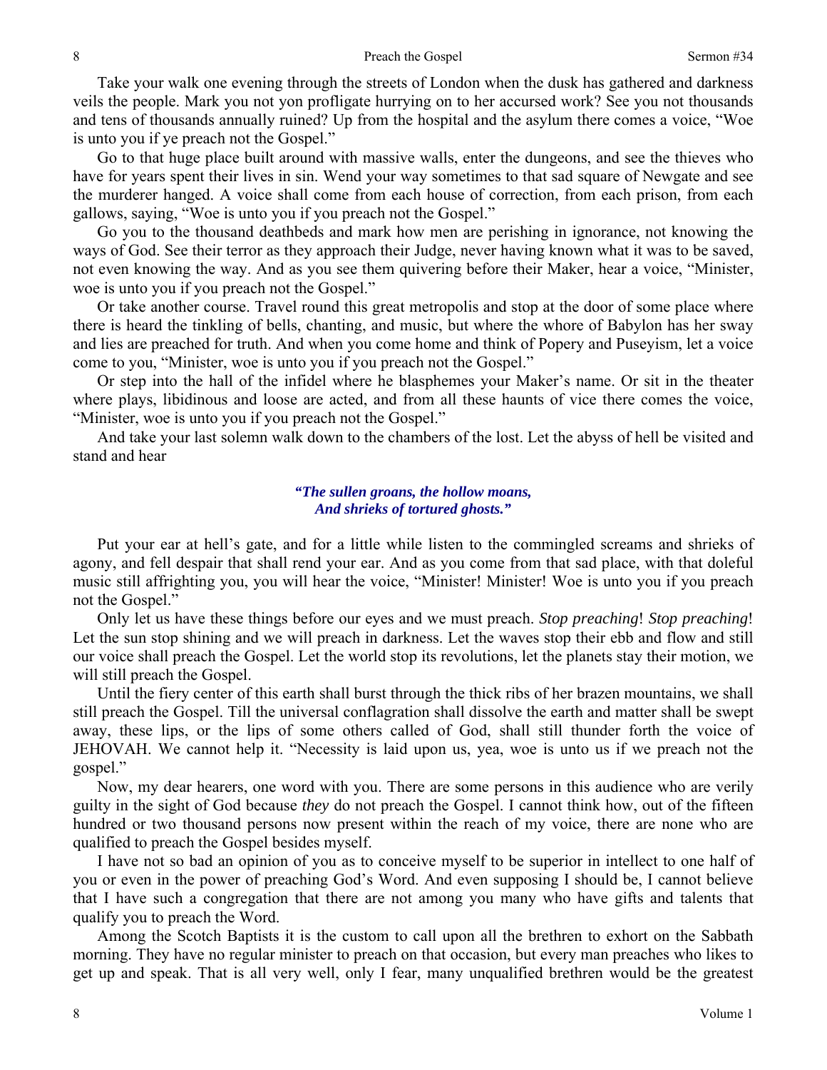Take your walk one evening through the streets of London when the dusk has gathered and darkness veils the people. Mark you not yon profligate hurrying on to her accursed work? See you not thousands and tens of thousands annually ruined? Up from the hospital and the asylum there comes a voice, "Woe is unto you if ye preach not the Gospel."

Go to that huge place built around with massive walls, enter the dungeons, and see the thieves who have for years spent their lives in sin. Wend your way sometimes to that sad square of Newgate and see the murderer hanged. A voice shall come from each house of correction, from each prison, from each gallows, saying, "Woe is unto you if you preach not the Gospel."

Go you to the thousand deathbeds and mark how men are perishing in ignorance, not knowing the ways of God. See their terror as they approach their Judge, never having known what it was to be saved, not even knowing the way. And as you see them quivering before their Maker, hear a voice, "Minister, woe is unto you if you preach not the Gospel."

Or take another course. Travel round this great metropolis and stop at the door of some place where there is heard the tinkling of bells, chanting, and music, but where the whore of Babylon has her sway and lies are preached for truth. And when you come home and think of Popery and Puseyism, let a voice come to you, "Minister, woe is unto you if you preach not the Gospel."

Or step into the hall of the infidel where he blasphemes your Maker's name. Or sit in the theater where plays, libidinous and loose are acted, and from all these haunts of vice there comes the voice, "Minister, woe is unto you if you preach not the Gospel."

And take your last solemn walk down to the chambers of the lost. Let the abyss of hell be visited and stand and hear

> ***"The sullen groans, the hollow moans,***
> ***And shrieks of tortured ghosts."***

Put your ear at hell's gate, and for a little while listen to the commingled screams and shrieks of agony, and fell despair that shall rend your ear. And as you come from that sad place, with that doleful music still affrighting you, you will hear the voice, "Minister! Minister! Woe is unto you if you preach not the Gospel."

Only let us have these things before our eyes and we must preach. *Stop preaching*! *Stop preaching*! Let the sun stop shining and we will preach in darkness. Let the waves stop their ebb and flow and still our voice shall preach the Gospel. Let the world stop its revolutions, let the planets stay their motion, we will still preach the Gospel.

Until the fiery center of this earth shall burst through the thick ribs of her brazen mountains, we shall still preach the Gospel. Till the universal conflagration shall dissolve the earth and matter shall be swept away, these lips, or the lips of some others called of God, shall still thunder forth the voice of JEHOVAH. We cannot help it. "Necessity is laid upon us, yea, woe is unto us if we preach not the gospel."

Now, my dear hearers, one word with you. There are some persons in this audience who are verily guilty in the sight of God because *they* do not preach the Gospel. I cannot think how, out of the fifteen hundred or two thousand persons now present within the reach of my voice, there are none who are qualified to preach the Gospel besides myself.

I have not so bad an opinion of you as to conceive myself to be superior in intellect to one half of you or even in the power of preaching God's Word. And even supposing I should be, I cannot believe that I have such a congregation that there are not among you many who have gifts and talents that qualify you to preach the Word.

Among the Scotch Baptists it is the custom to call upon all the brethren to exhort on the Sabbath morning. They have no regular minister to preach on that occasion, but every man preaches who likes to get up and speak. That is all very well, only I fear, many unqualified brethren would be the greatest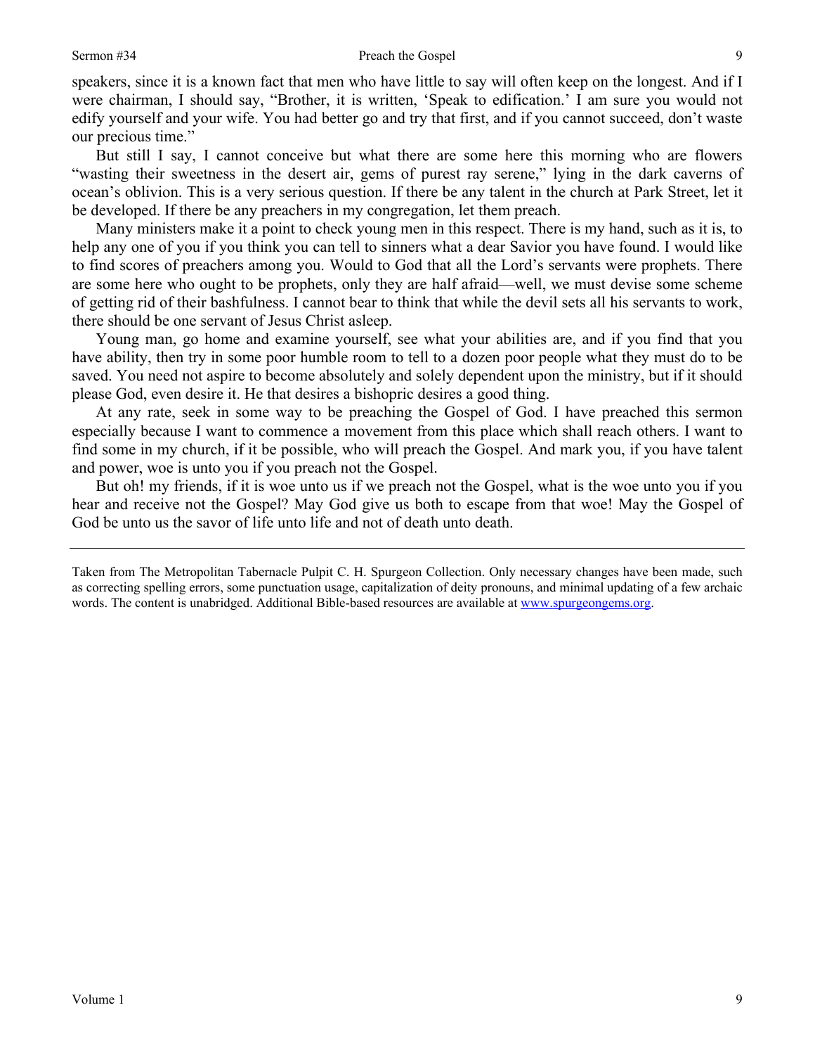speakers, since it is a known fact that men who have little to say will often keep on the longest. And if I were chairman, I should say, "Brother, it is written, 'Speak to edification.' I am sure you would not edify yourself and your wife. You had better go and try that first, and if you cannot succeed, don't waste our precious time."

But still I say, I cannot conceive but what there are some here this morning who are flowers "wasting their sweetness in the desert air, gems of purest ray serene," lying in the dark caverns of ocean's oblivion. This is a very serious question. If there be any talent in the church at Park Street, let it be developed. If there be any preachers in my congregation, let them preach.

Many ministers make it a point to check young men in this respect. There is my hand, such as it is, to help any one of you if you think you can tell to sinners what a dear Savior you have found. I would like to find scores of preachers among you. Would to God that all the Lord's servants were prophets. There are some here who ought to be prophets, only they are half afraid—well, we must devise some scheme of getting rid of their bashfulness. I cannot bear to think that while the devil sets all his servants to work, there should be one servant of Jesus Christ asleep.

Young man, go home and examine yourself, see what your abilities are, and if you find that you have ability, then try in some poor humble room to tell to a dozen poor people what they must do to be saved. You need not aspire to become absolutely and solely dependent upon the ministry, but if it should please God, even desire it. He that desires a bishopric desires a good thing.

At any rate, seek in some way to be preaching the Gospel of God. I have preached this sermon especially because I want to commence a movement from this place which shall reach others. I want to find some in my church, if it be possible, who will preach the Gospel. And mark you, if you have talent and power, woe is unto you if you preach not the Gospel.

But oh! my friends, if it is woe unto us if we preach not the Gospel, what is the woe unto you if you hear and receive not the Gospel? May God give us both to escape from that woe! May the Gospel of God be unto us the savor of life unto life and not of death unto death.

---

Taken from The Metropolitan Tabernacle Pulpit C. H. Spurgeon Collection. Only necessary changes have been made, such as correcting spelling errors, some punctuation usage, capitalization of deity pronouns, and minimal updating of a few archaic words. The content is unabridged. Additional Bible-based resources are available at www.spurgeongems.org.